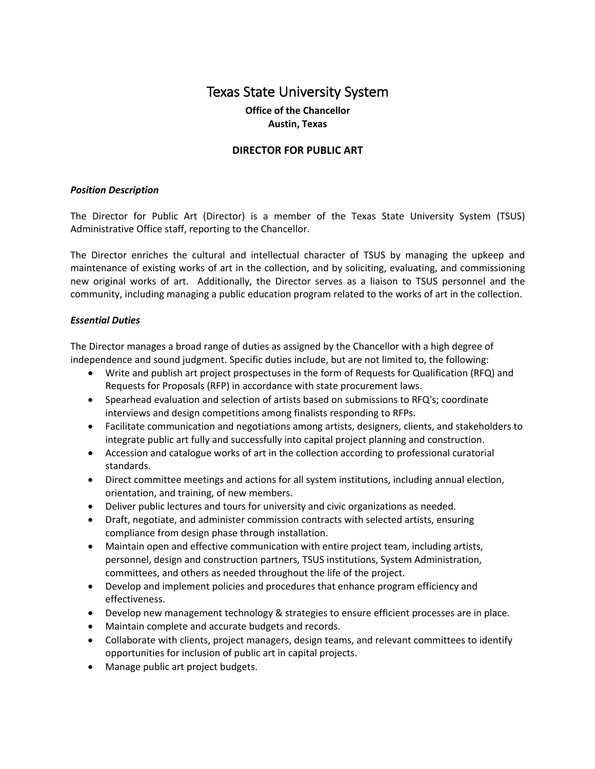# Texas State University System

**Office of the Chancellor**
**Austin, Texas**

## DIRECTOR FOR PUBLIC ART

### *Position Description*

The Director for Public Art (Director) is a member of the Texas State University System (TSUS) Administrative Office staff, reporting to the Chancellor.

The Director enriches the cultural and intellectual character of TSUS by managing the upkeep and maintenance of existing works of art in the collection, and by soliciting, evaluating, and commissioning new original works of art. Additionally, the Director serves as a liaison to TSUS personnel and the community, including managing a public education program related to the works of art in the collection.

### *Essential Duties*

The Director manages a broad range of duties as assigned by the Chancellor with a high degree of independence and sound judgment. Specific duties include, but are not limited to, the following:

- Write and publish art project prospectuses in the form of Requests for Qualification (RFQ) and Requests for Proposals (RFP) in accordance with state procurement laws.
- Spearhead evaluation and selection of artists based on submissions to RFQ's; coordinate interviews and design competitions among finalists responding to RFPs.
- Facilitate communication and negotiations among artists, designers, clients, and stakeholders to integrate public art fully and successfully into capital project planning and construction.
- Accession and catalogue works of art in the collection according to professional curatorial standards.
- Direct committee meetings and actions for all system institutions, including annual election, orientation, and training, of new members.
- Deliver public lectures and tours for university and civic organizations as needed.
- Draft, negotiate, and administer commission contracts with selected artists, ensuring compliance from design phase through installation.
- Maintain open and effective communication with entire project team, including artists, personnel, design and construction partners, TSUS institutions, System Administration, committees, and others as needed throughout the life of the project.
- Develop and implement policies and procedures that enhance program efficiency and effectiveness.
- Develop new management technology & strategies to ensure efficient processes are in place.
- Maintain complete and accurate budgets and records.
- Collaborate with clients, project managers, design teams, and relevant committees to identify opportunities for inclusion of public art in capital projects.
- Manage public art project budgets.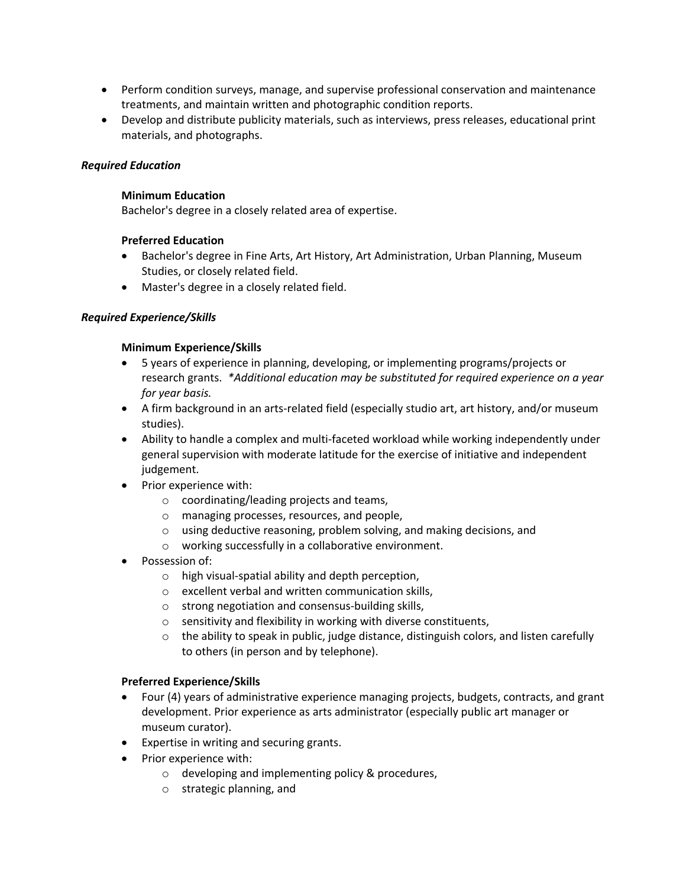- Perform condition surveys, manage, and supervise professional conservation and maintenance treatments, and maintain written and photographic condition reports.
- Develop and distribute publicity materials, such as interviews, press releases, educational print materials, and photographs.

***Required Education***

**Minimum Education**
Bachelor's degree in a closely related area of expertise.

**Preferred Education**

- Bachelor's degree in Fine Arts, Art History, Art Administration, Urban Planning, Museum Studies, or closely related field.
- Master's degree in a closely related field.

***Required Experience/Skills***

**Minimum Experience/Skills**

- 5 years of experience in planning, developing, or implementing programs/projects or research grants. *\*Additional education may be substituted for required experience on a year for year basis.*
- A firm background in an arts-related field (especially studio art, art history, and/or museum studies).
- Ability to handle a complex and multi-faceted workload while working independently under general supervision with moderate latitude for the exercise of initiative and independent judgement.
- Prior experience with:
  - coordinating/leading projects and teams,
  - managing processes, resources, and people,
  - using deductive reasoning, problem solving, and making decisions, and
  - working successfully in a collaborative environment.
- Possession of:
  - high visual-spatial ability and depth perception,
  - excellent verbal and written communication skills,
  - strong negotiation and consensus-building skills,
  - sensitivity and flexibility in working with diverse constituents,
  - the ability to speak in public, judge distance, distinguish colors, and listen carefully to others (in person and by telephone).

**Preferred Experience/Skills**

- Four (4) years of administrative experience managing projects, budgets, contracts, and grant development. Prior experience as arts administrator (especially public art manager or museum curator).
- Expertise in writing and securing grants.
- Prior experience with:
  - developing and implementing policy & procedures,
  - strategic planning, and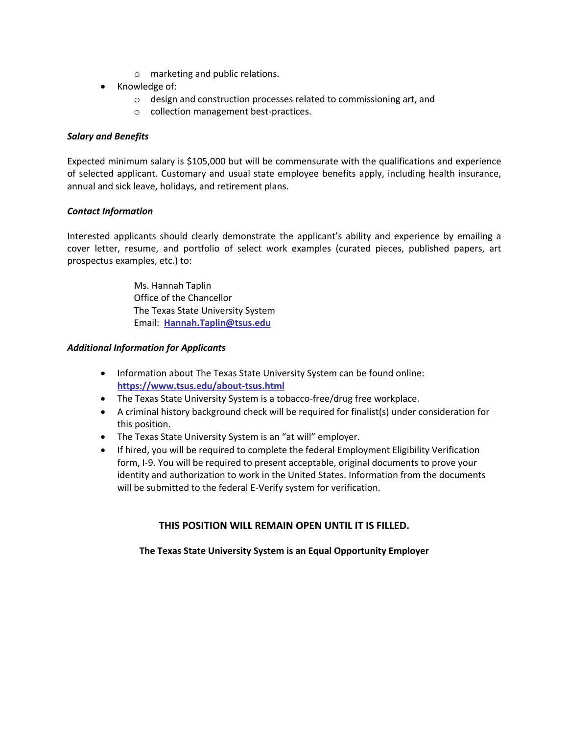- marketing and public relations.
- Knowledge of:
  - design and construction processes related to commissioning art, and
  - collection management best-practices.

***Salary and Benefits***

Expected minimum salary is $105,000 but will be commensurate with the qualifications and experience of selected applicant. Customary and usual state employee benefits apply, including health insurance, annual and sick leave, holidays, and retirement plans.

***Contact Information***

Interested applicants should clearly demonstrate the applicant's ability and experience by emailing a cover letter, resume, and portfolio of select work examples (curated pieces, published papers, art prospectus examples, etc.) to:

> Ms. Hannah Taplin
> Office of the Chancellor
> The Texas State University System
> Email: **Hannah.Taplin@tsus.edu**

***Additional Information for Applicants***

- Information about The Texas State University System can be found online: **https://www.tsus.edu/about-tsus.html**
- The Texas State University System is a tobacco-free/drug free workplace.
- A criminal history background check will be required for finalist(s) under consideration for this position.
- The Texas State University System is an "at will" employer.
- If hired, you will be required to complete the federal Employment Eligibility Verification form, I-9. You will be required to present acceptable, original documents to prove your identity and authorization to work in the United States. Information from the documents will be submitted to the federal E-Verify system for verification.

**THIS POSITION WILL REMAIN OPEN UNTIL IT IS FILLED.**

**The Texas State University System is an Equal Opportunity Employer**